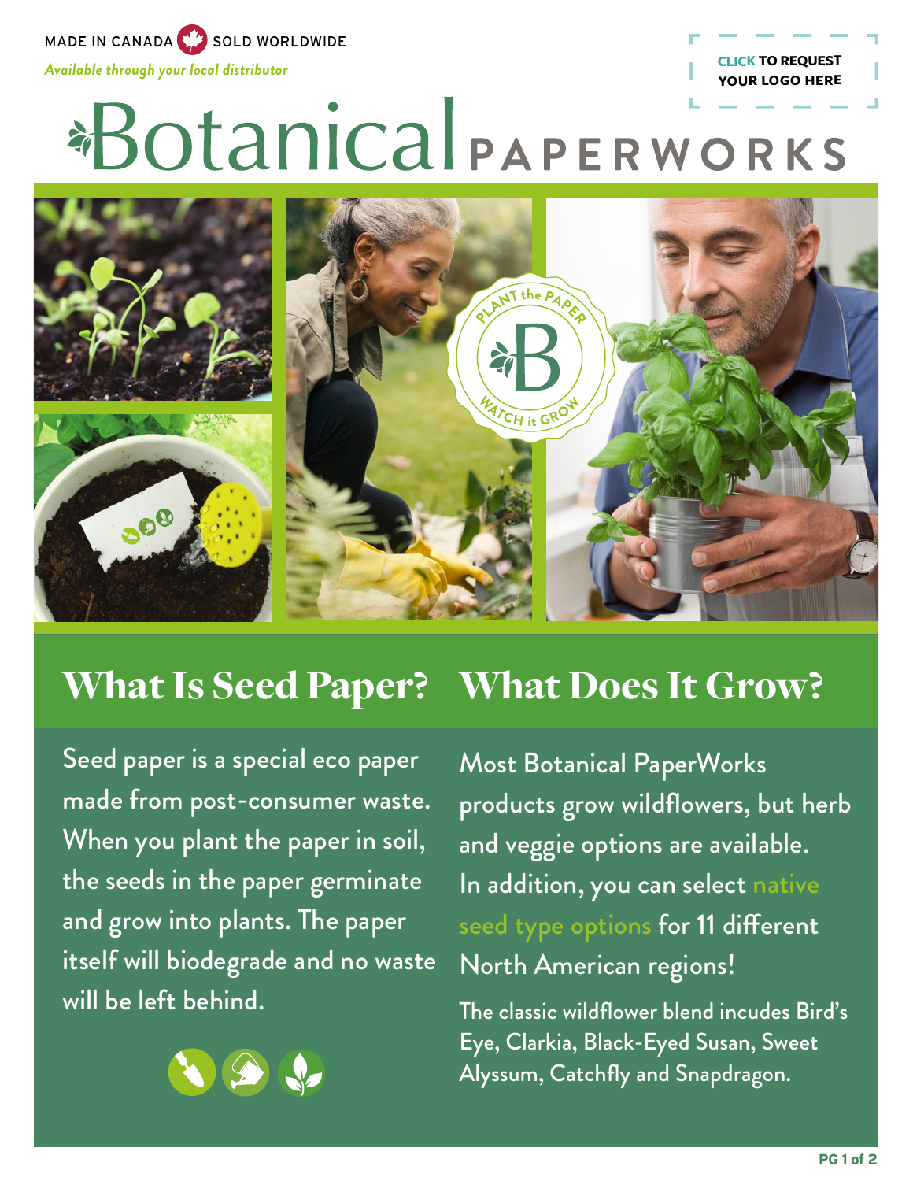MADE IN CANADA SOLD WORLDWIDE

*Available through your local distributor*

**CLICK TO REQUEST YOUR LOGO HERE**

# Botanical PAPERWORKS

PLANT the PAPER — WATCH it GROW

## What Is Seed Paper?

Seed paper is a special eco paper made from post-consumer waste. When you plant the paper in soil, the seeds in the paper germinate and grow into plants. The paper itself will biodegrade and no waste will be left behind.

## What Does It Grow?

Most Botanical PaperWorks products grow wildflowers, but herb and veggie options are available. In addition, you can select native seed type options for 11 different North American regions!

The classic wildflower blend incudes Bird's Eye, Clarkia, Black-Eyed Susan, Sweet Alyssum, Catchfly and Snapdragon.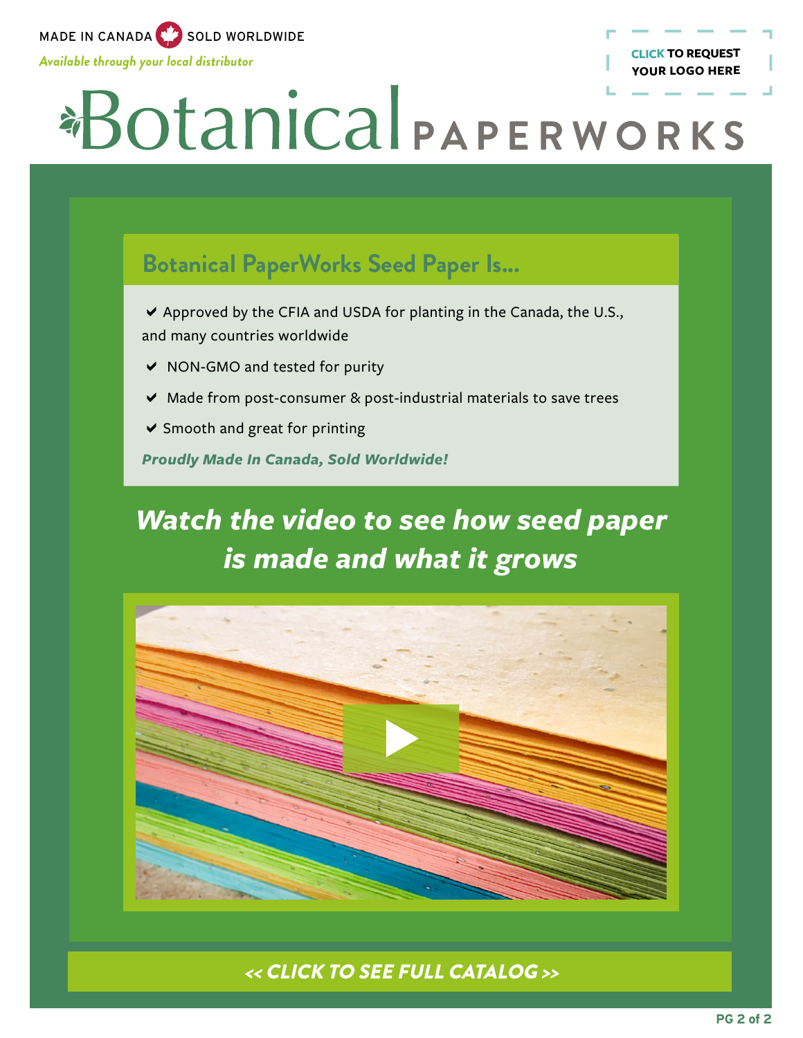MADE IN CANADA SOLD WORLDWIDE

*Available through your local distributor*

CLICK TO REQUEST YOUR LOGO HERE

# Botanical PAPERWORKS

## Botanical PaperWorks Seed Paper Is...

- ✔ Approved by the CFIA and USDA for planting in the Canada, the U.S., and many countries worldwide
- ✔ NON-GMO and tested for purity
- ✔ Made from post-consumer & post-industrial materials to save trees
- ✔ Smooth and great for printing

***Proudly Made In Canada, Sold Worldwide!***

## *Watch the video to see how seed paper is made and what it grows*

***<< CLICK TO SEE FULL CATALOG >>***